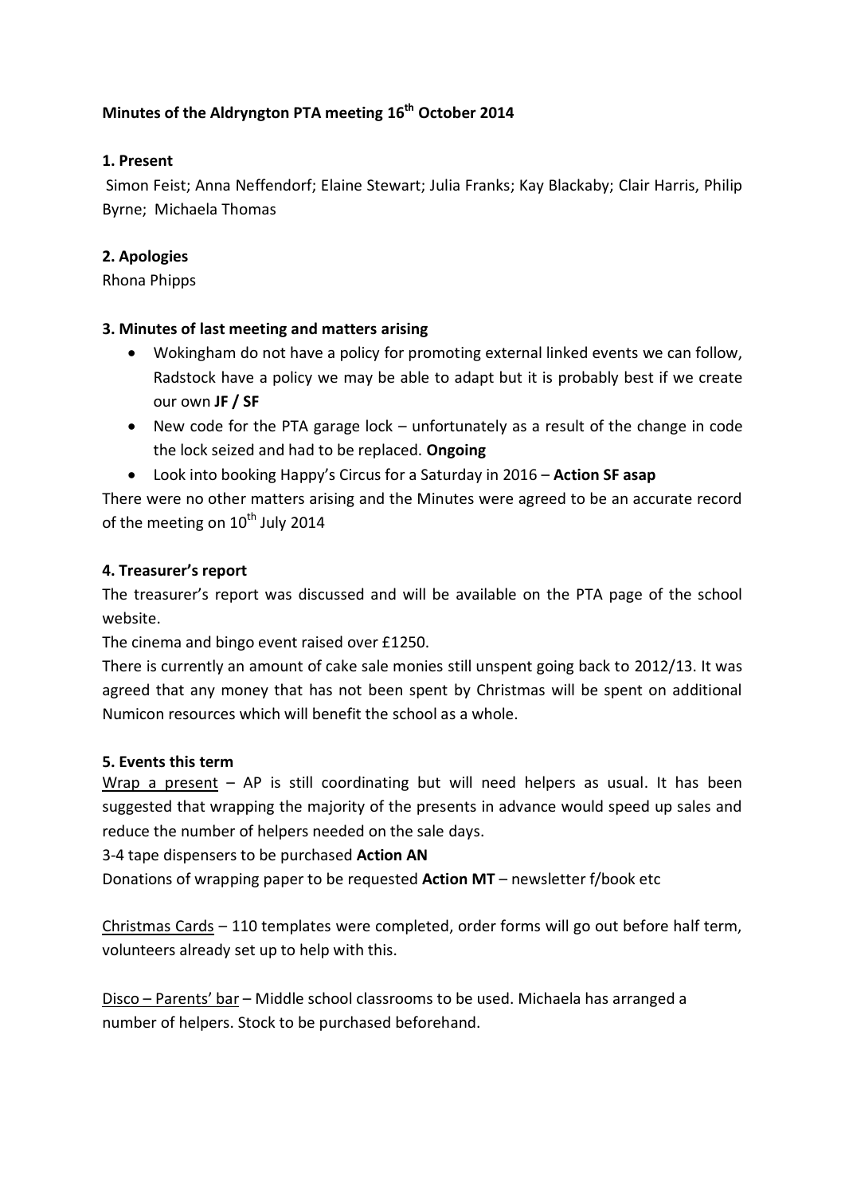**Minutes of the Aldryngton PTA meeting 16th October 2014**

**1. Present**

Simon Feist; Anna Neffendorf; Elaine Stewart; Julia Franks; Kay Blackaby; Clair Harris, Philip Byrne; Michaela Thomas

**2. Apologies**

Rhona Phipps

**3. Minutes of last meeting and matters arising**

- Wokingham do not have a policy for promoting external linked events we can follow, Radstock have a policy we may be able to adapt but it is probably best if we create our own **JF / SF**
- New code for the PTA garage lock – unfortunately as a result of the change in code the lock seized and had to be replaced. **Ongoing**
- Look into booking Happy's Circus for a Saturday in 2016 – **Action SF asap**

There were no other matters arising and the Minutes were agreed to be an accurate record of the meeting on 10th July 2014

**4. Treasurer's report**

The treasurer's report was discussed and will be available on the PTA page of the school website.

The cinema and bingo event raised over £1250.

There is currently an amount of cake sale monies still unspent going back to 2012/13. It was agreed that any money that has not been spent by Christmas will be spent on additional Numicon resources which will benefit the school as a whole.

**5. Events this term**

Wrap a present – AP is still coordinating but will need helpers as usual. It has been suggested that wrapping the majority of the presents in advance would speed up sales and reduce the number of helpers needed on the sale days.

3-4 tape dispensers to be purchased **Action AN**

Donations of wrapping paper to be requested **Action MT** – newsletter f/book etc

Christmas Cards – 110 templates were completed, order forms will go out before half term, volunteers already set up to help with this.

Disco – Parents' bar – Middle school classrooms to be used. Michaela has arranged a number of helpers. Stock to be purchased beforehand.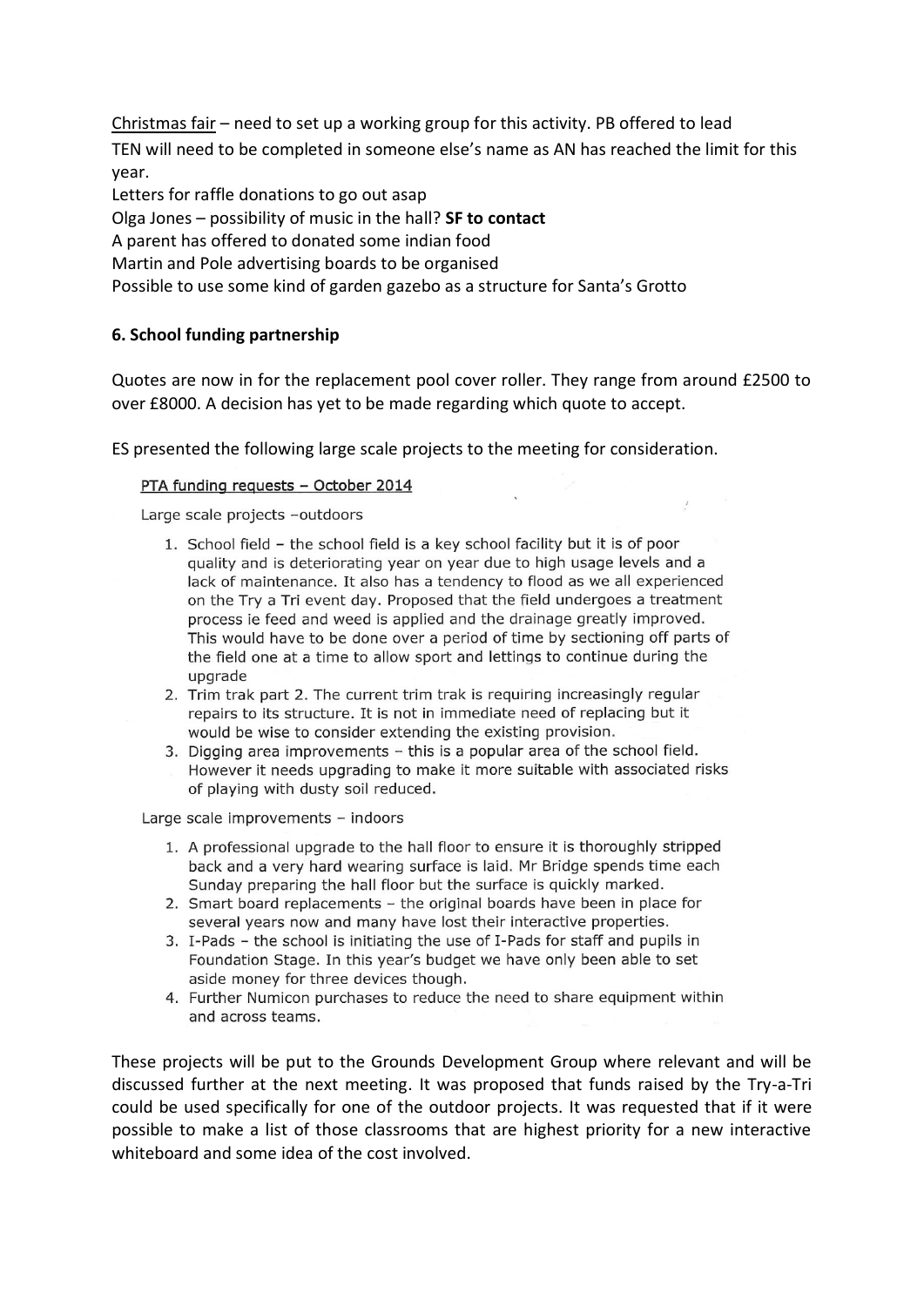Christmas fair – need to set up a working group for this activity. PB offered to lead

TEN will need to be completed in someone else's name as AN has reached the limit for this year.

Letters for raffle donations to go out asap

Olga Jones – possibility of music in the hall? **SF to contact**

A parent has offered to donated some indian food

Martin and Pole advertising boards to be organised

Possible to use some kind of garden gazebo as a structure for Santa's Grotto

**6. School funding partnership**

Quotes are now in for the replacement pool cover roller. They range from around £2500 to over £8000. A decision has yet to be made regarding which quote to accept.

ES presented the following large scale projects to the meeting for consideration.

PTA funding requests – October 2014

Large scale projects –outdoors

1. School field – the school field is a key school facility but it is of poor quality and is deteriorating year on year due to high usage levels and a lack of maintenance. It also has a tendency to flood as we all experienced on the Try a Tri event day. Proposed that the field undergoes a treatment process ie feed and weed is applied and the drainage greatly improved. This would have to be done over a period of time by sectioning off parts of the field one at a time to allow sport and lettings to continue during the upgrade
2. Trim trak part 2. The current trim trak is requiring increasingly regular repairs to its structure. It is not in immediate need of replacing but it would be wise to consider extending the existing provision.
3. Digging area improvements – this is a popular area of the school field. However it needs upgrading to make it more suitable with associated risks of playing with dusty soil reduced.

Large scale improvements – indoors

1. A professional upgrade to the hall floor to ensure it is thoroughly stripped back and a very hard wearing surface is laid. Mr Bridge spends time each Sunday preparing the hall floor but the surface is quickly marked.
2. Smart board replacements – the original boards have been in place for several years now and many have lost their interactive properties.
3. I-Pads – the school is initiating the use of I-Pads for staff and pupils in Foundation Stage. In this year's budget we have only been able to set aside money for three devices though.
4. Further Numicon purchases to reduce the need to share equipment within and across teams.

These projects will be put to the Grounds Development Group where relevant and will be discussed further at the next meeting. It was proposed that funds raised by the Try-a-Tri could be used specifically for one of the outdoor projects. It was requested that if it were possible to make a list of those classrooms that are highest priority for a new interactive whiteboard and some idea of the cost involved.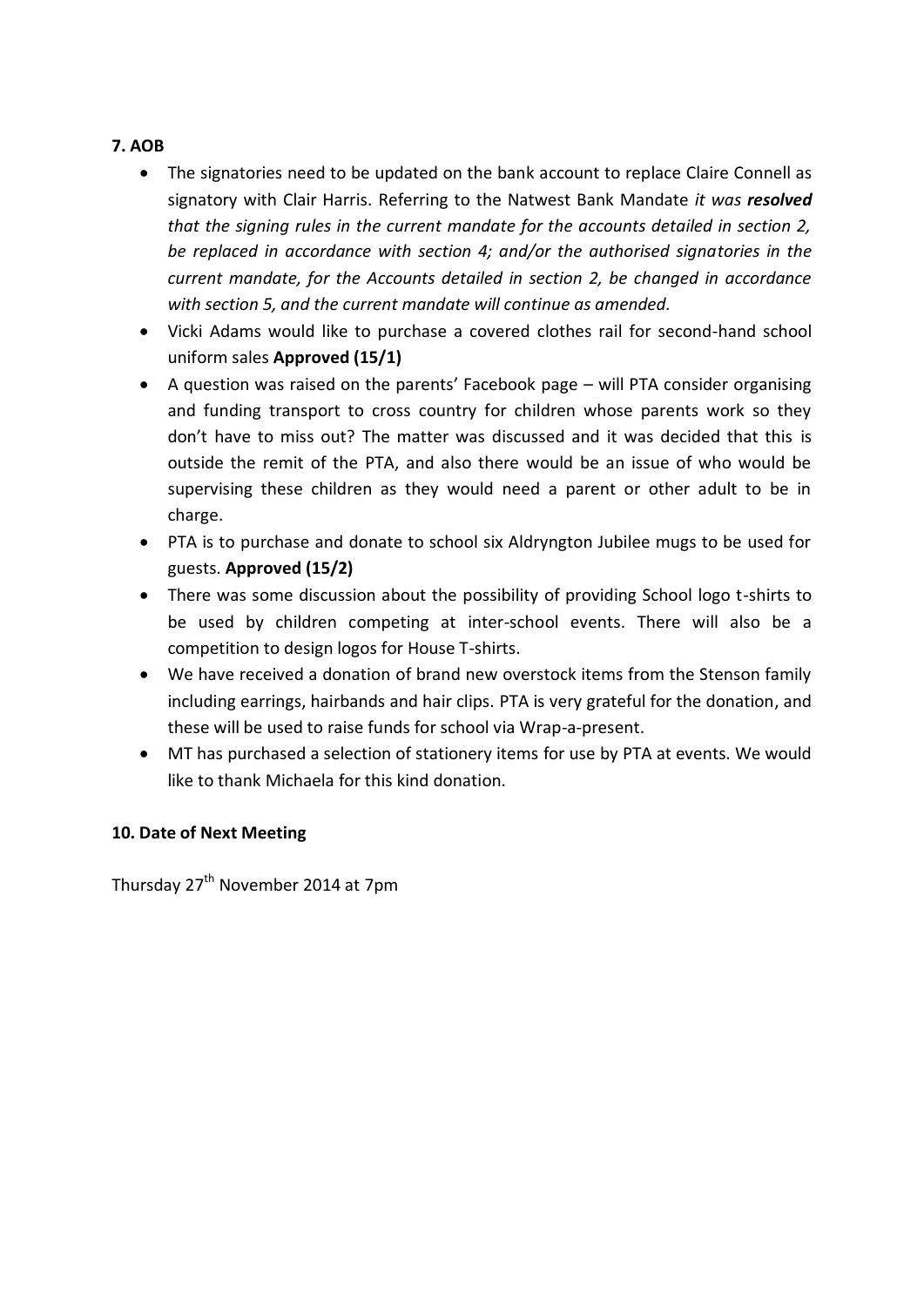### 7. AOB

- The signatories need to be updated on the bank account to replace Claire Connell as signatory with Clair Harris. Referring to the Natwest Bank Mandate *it was **resolved** that the signing rules in the current mandate for the accounts detailed in section 2, be replaced in accordance with section 4; and/or the authorised signatories in the current mandate, for the Accounts detailed in section 2, be changed in accordance with section 5, and the current mandate will continue as amended.*
- Vicki Adams would like to purchase a covered clothes rail for second-hand school uniform sales **Approved (15/1)**
- A question was raised on the parents' Facebook page – will PTA consider organising and funding transport to cross country for children whose parents work so they don't have to miss out? The matter was discussed and it was decided that this is outside the remit of the PTA, and also there would be an issue of who would be supervising these children as they would need a parent or other adult to be in charge.
- PTA is to purchase and donate to school six Aldryngton Jubilee mugs to be used for guests. **Approved (15/2)**
- There was some discussion about the possibility of providing School logo t-shirts to be used by children competing at inter-school events. There will also be a competition to design logos for House T-shirts.
- We have received a donation of brand new overstock items from the Stenson family including earrings, hairbands and hair clips. PTA is very grateful for the donation, and these will be used to raise funds for school via Wrap-a-present.
- MT has purchased a selection of stationery items for use by PTA at events. We would like to thank Michaela for this kind donation.

### 10. Date of Next Meeting

Thursday 27th November 2014 at 7pm